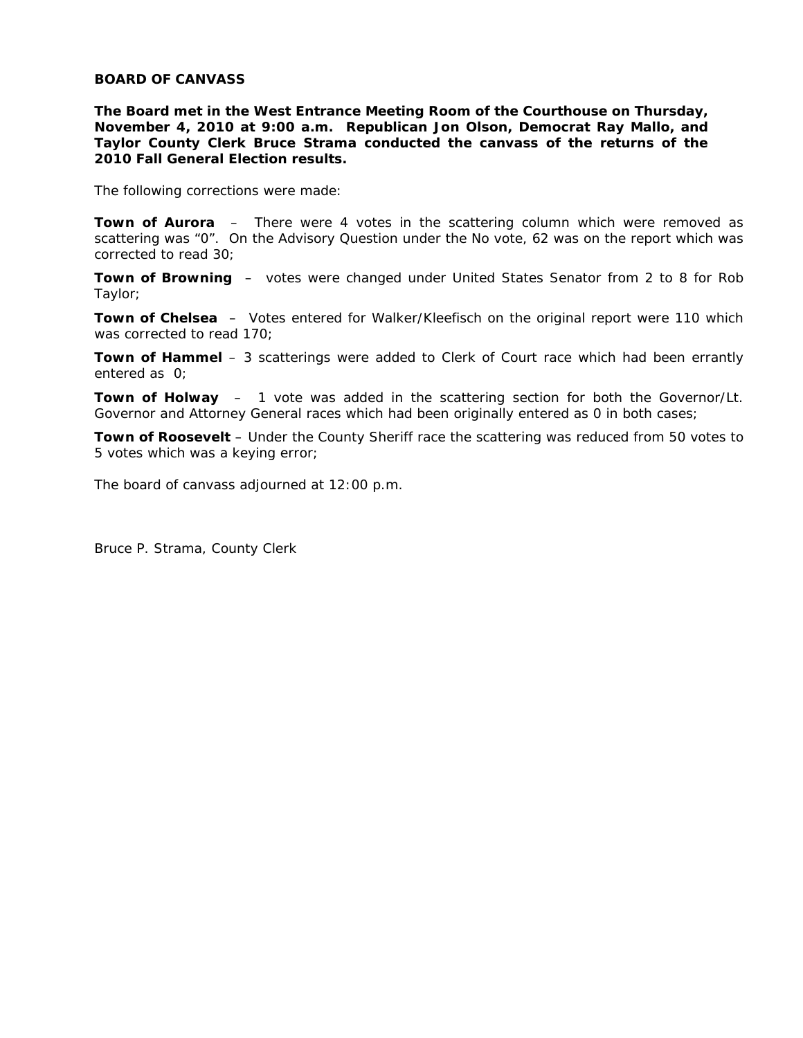# BOARD OF CANVASS

**The Board met in the West Entrance Meeting Room of the Courthouse on Thursday, November 4, 2010 at 9:00 a.m. Republican Jon Olson, Democrat Ray Mallo, and Taylor County Clerk Bruce Strama conducted the canvass of the returns of the 2010 Fall General Election results.**

The following corrections were made:

**Town of Aurora** – There were 4 votes in the scattering column which were removed as scattering was "0". On the Advisory Question under the No vote, 62 was on the report which was corrected to read 30;

**Town of Browning** – votes were changed under United States Senator from 2 to 8 for Rob Taylor;

**Town of Chelsea** – Votes entered for Walker/Kleefisch on the original report were 110 which was corrected to read 170;

**Town of Hammel** – 3 scatterings were added to Clerk of Court race which had been errantly entered as 0;

**Town of Holway** – 1 vote was added in the scattering section for both the Governor/Lt. Governor and Attorney General races which had been originally entered as 0 in both cases;

**Town of Roosevelt** – Under the County Sheriff race the scattering was reduced from 50 votes to 5 votes which was a keying error;

The board of canvass adjourned at 12:00 p.m.

Bruce P. Strama, County Clerk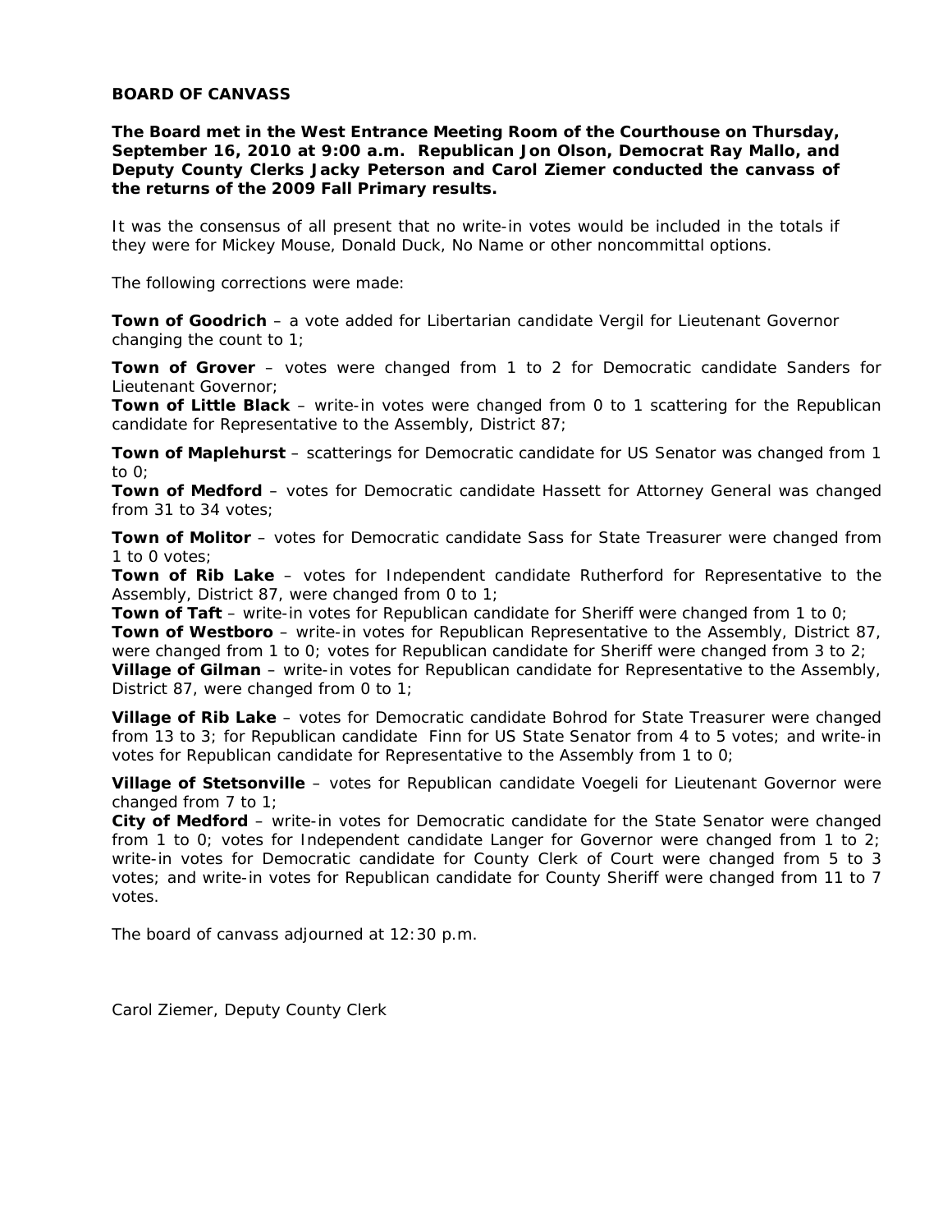**BOARD OF CANVASS**

**The Board met in the West Entrance Meeting Room of the Courthouse on Thursday, September 16, 2010 at 9:00 a.m. Republican Jon Olson, Democrat Ray Mallo, and Deputy County Clerks Jacky Peterson and Carol Ziemer conducted the canvass of the returns of the 2009 Fall Primary results.**

It was the consensus of all present that no write-in votes would be included in the totals if they were for Mickey Mouse, Donald Duck, No Name or other noncommittal options.

The following corrections were made:

**Town of Goodrich** – a vote added for Libertarian candidate Vergil for Lieutenant Governor changing the count to 1;

**Town of Grover** – votes were changed from 1 to 2 for Democratic candidate Sanders for Lieutenant Governor;

**Town of Little Black** – write-in votes were changed from 0 to 1 scattering for the Republican candidate for Representative to the Assembly, District 87;

**Town of Maplehurst** – scatterings for Democratic candidate for US Senator was changed from 1 to 0;

**Town of Medford** – votes for Democratic candidate Hassett for Attorney General was changed from 31 to 34 votes;

**Town of Molitor** – votes for Democratic candidate Sass for State Treasurer were changed from 1 to 0 votes;

**Town of Rib Lake** – votes for Independent candidate Rutherford for Representative to the Assembly, District 87, were changed from 0 to 1;

**Town of Taft** – write-in votes for Republican candidate for Sheriff were changed from 1 to 0;

**Town of Westboro** – write-in votes for Republican Representative to the Assembly, District 87, were changed from 1 to 0; votes for Republican candidate for Sheriff were changed from 3 to 2;

**Village of Gilman** – write-in votes for Republican candidate for Representative to the Assembly, District 87, were changed from 0 to 1;

**Village of Rib Lake** – votes for Democratic candidate Bohrod for State Treasurer were changed from 13 to 3; for Republican candidate Finn for US State Senator from 4 to 5 votes; and write-in votes for Republican candidate for Representative to the Assembly from 1 to 0;

**Village of Stetsonville** – votes for Republican candidate Voegeli for Lieutenant Governor were changed from 7 to 1;

**City of Medford** – write-in votes for Democratic candidate for the State Senator were changed from 1 to 0; votes for Independent candidate Langer for Governor were changed from 1 to 2; write-in votes for Democratic candidate for County Clerk of Court were changed from 5 to 3 votes; and write-in votes for Republican candidate for County Sheriff were changed from 11 to 7 votes.

The board of canvass adjourned at 12:30 p.m.

Carol Ziemer, Deputy County Clerk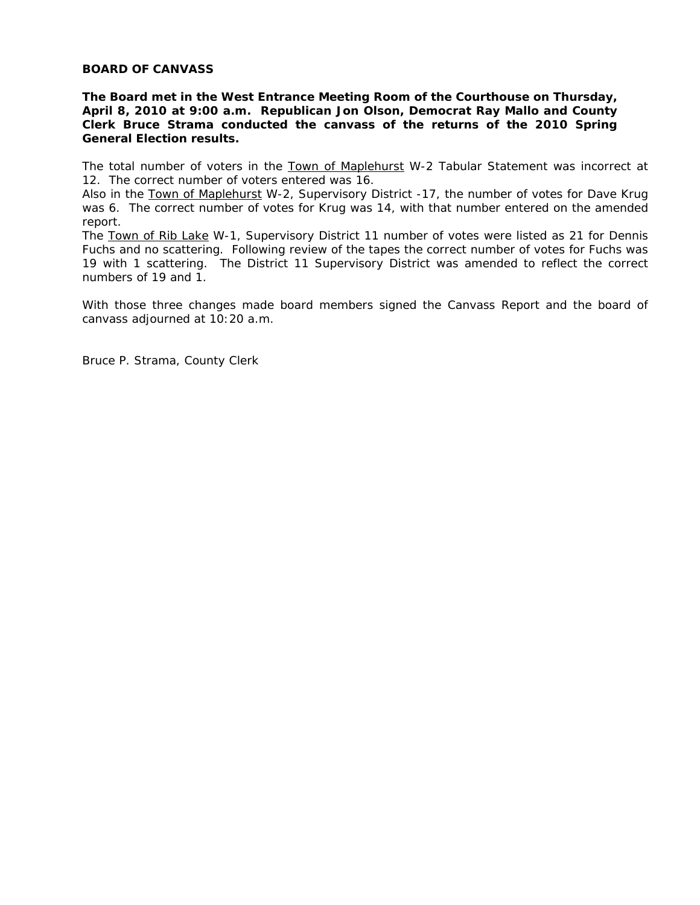**BOARD OF CANVASS**

**The Board met in the West Entrance Meeting Room of the Courthouse on Thursday, April 8, 2010 at 9:00 a.m. Republican Jon Olson, Democrat Ray Mallo and County Clerk Bruce Strama conducted the canvass of the returns of the 2010 Spring General Election results.**

The total number of voters in the Town of Maplehurst W-2 Tabular Statement was incorrect at 12. The correct number of voters entered was 16.
Also in the Town of Maplehurst W-2, Supervisory District -17, the number of votes for Dave Krug was 6. The correct number of votes for Krug was 14, with that number entered on the amended report.
The Town of Rib Lake W-1, Supervisory District 11 number of votes were listed as 21 for Dennis Fuchs and no scattering. Following review of the tapes the correct number of votes for Fuchs was 19 with 1 scattering. The District 11 Supervisory District was amended to reflect the correct numbers of 19 and 1.

With those three changes made board members signed the Canvass Report and the board of canvass adjourned at 10:20 a.m.

Bruce P. Strama, County Clerk